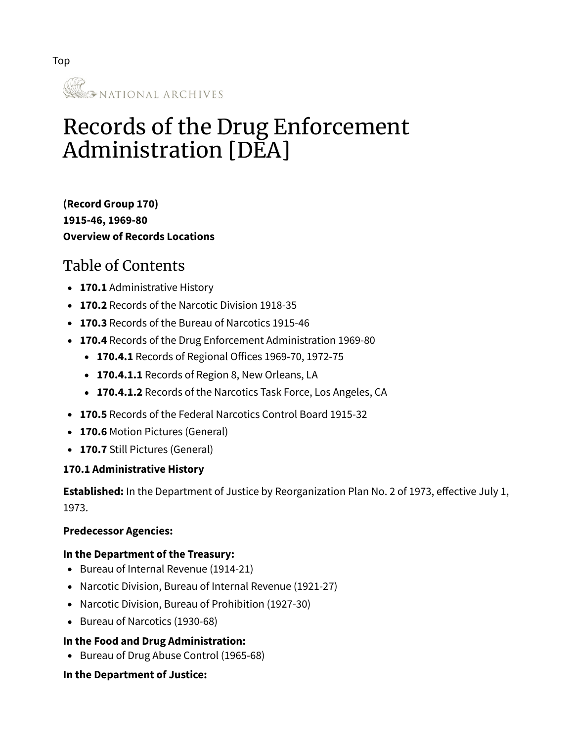Top

NATIONAL ARCHIVES

# Records of the Drug Enforcement Administration [DEA]

**(Record Group 170)**
**1915-46, 1969-80**
**Overview of Records Locations**

## Table of Contents

- **170.1** Administrative History
- **170.2** Records of the Narcotic Division 1918-35
- **170.3** Records of the Bureau of Narcotics 1915-46
- **170.4** Records of the Drug Enforcement Administration 1969-80
  - **170.4.1** Records of Regional Offices 1969-70, 1972-75
  - **170.4.1.1** Records of Region 8, New Orleans, LA
  - **170.4.1.2** Records of the Narcotics Task Force, Los Angeles, CA
- **170.5** Records of the Federal Narcotics Control Board 1915-32
- **170.6** Motion Pictures (General)
- **170.7** Still Pictures (General)

**170.1 Administrative History**

**Established:** In the Department of Justice by Reorganization Plan No. 2 of 1973, effective July 1, 1973.

**Predecessor Agencies:**

**In the Department of the Treasury:**

- Bureau of Internal Revenue (1914-21)
- Narcotic Division, Bureau of Internal Revenue (1921-27)
- Narcotic Division, Bureau of Prohibition (1927-30)
- Bureau of Narcotics (1930-68)

**In the Food and Drug Administration:**

- Bureau of Drug Abuse Control (1965-68)

**In the Department of Justice:**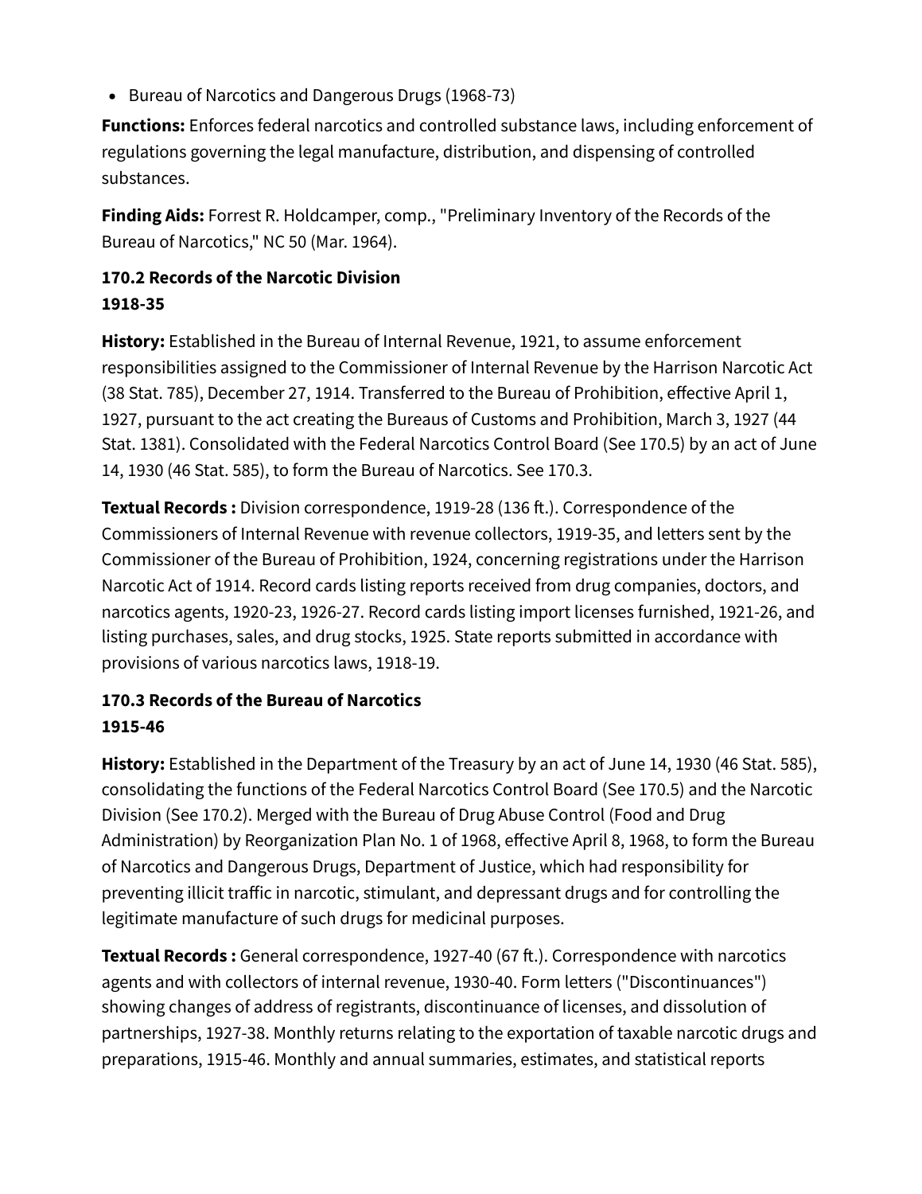- Bureau of Narcotics and Dangerous Drugs (1968-73)

**Functions:** Enforces federal narcotics and controlled substance laws, including enforcement of regulations governing the legal manufacture, distribution, and dispensing of controlled substances.

**Finding Aids:** Forrest R. Holdcamper, comp., "Preliminary Inventory of the Records of the Bureau of Narcotics," NC 50 (Mar. 1964).

### 170.2 Records of the Narcotic Division
### 1918-35

**History:** Established in the Bureau of Internal Revenue, 1921, to assume enforcement responsibilities assigned to the Commissioner of Internal Revenue by the Harrison Narcotic Act (38 Stat. 785), December 27, 1914. Transferred to the Bureau of Prohibition, effective April 1, 1927, pursuant to the act creating the Bureaus of Customs and Prohibition, March 3, 1927 (44 Stat. 1381). Consolidated with the Federal Narcotics Control Board (See 170.5) by an act of June 14, 1930 (46 Stat. 585), to form the Bureau of Narcotics. See 170.3.

**Textual Records :** Division correspondence, 1919-28 (136 ft.). Correspondence of the Commissioners of Internal Revenue with revenue collectors, 1919-35, and letters sent by the Commissioner of the Bureau of Prohibition, 1924, concerning registrations under the Harrison Narcotic Act of 1914. Record cards listing reports received from drug companies, doctors, and narcotics agents, 1920-23, 1926-27. Record cards listing import licenses furnished, 1921-26, and listing purchases, sales, and drug stocks, 1925. State reports submitted in accordance with provisions of various narcotics laws, 1918-19.

### 170.3 Records of the Bureau of Narcotics
### 1915-46

**History:** Established in the Department of the Treasury by an act of June 14, 1930 (46 Stat. 585), consolidating the functions of the Federal Narcotics Control Board (See 170.5) and the Narcotic Division (See 170.2). Merged with the Bureau of Drug Abuse Control (Food and Drug Administration) by Reorganization Plan No. 1 of 1968, effective April 8, 1968, to form the Bureau of Narcotics and Dangerous Drugs, Department of Justice, which had responsibility for preventing illicit traffic in narcotic, stimulant, and depressant drugs and for controlling the legitimate manufacture of such drugs for medicinal purposes.

**Textual Records :** General correspondence, 1927-40 (67 ft.). Correspondence with narcotics agents and with collectors of internal revenue, 1930-40. Form letters ("Discontinuances") showing changes of address of registrants, discontinuance of licenses, and dissolution of partnerships, 1927-38. Monthly returns relating to the exportation of taxable narcotic drugs and preparations, 1915-46. Monthly and annual summaries, estimates, and statistical reports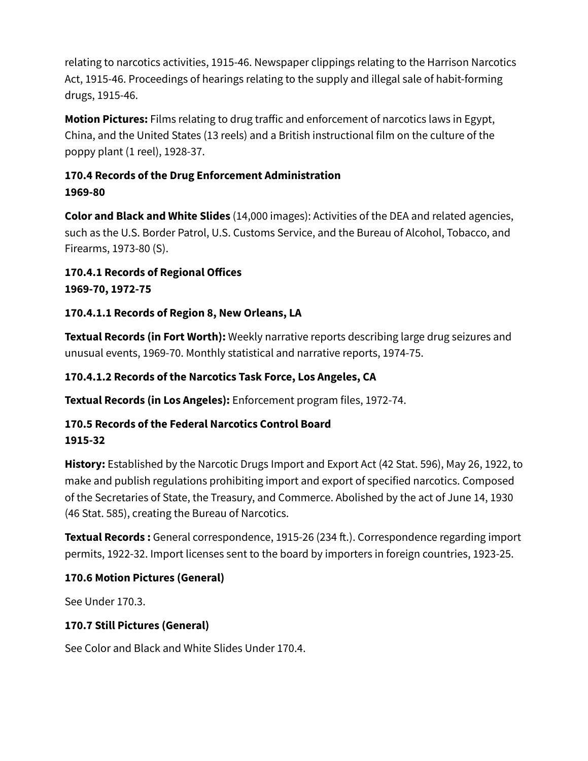relating to narcotics activities, 1915-46. Newspaper clippings relating to the Harrison Narcotics Act, 1915-46. Proceedings of hearings relating to the supply and illegal sale of habit-forming drugs, 1915-46.

**Motion Pictures:** Films relating to drug traffic and enforcement of narcotics laws in Egypt, China, and the United States (13 reels) and a British instructional film on the culture of the poppy plant (1 reel), 1928-37.

### 170.4 Records of the Drug Enforcement Administration
### 1969-80

**Color and Black and White Slides** (14,000 images): Activities of the DEA and related agencies, such as the U.S. Border Patrol, U.S. Customs Service, and the Bureau of Alcohol, Tobacco, and Firearms, 1973-80 (S).

### 170.4.1 Records of Regional Offices
### 1969-70, 1972-75

### 170.4.1.1 Records of Region 8, New Orleans, LA

**Textual Records (in Fort Worth):** Weekly narrative reports describing large drug seizures and unusual events, 1969-70. Monthly statistical and narrative reports, 1974-75.

### 170.4.1.2 Records of the Narcotics Task Force, Los Angeles, CA

**Textual Records (in Los Angeles):** Enforcement program files, 1972-74.

### 170.5 Records of the Federal Narcotics Control Board
### 1915-32

**History:** Established by the Narcotic Drugs Import and Export Act (42 Stat. 596), May 26, 1922, to make and publish regulations prohibiting import and export of specified narcotics. Composed of the Secretaries of State, the Treasury, and Commerce. Abolished by the act of June 14, 1930 (46 Stat. 585), creating the Bureau of Narcotics.

**Textual Records :** General correspondence, 1915-26 (234 ft.). Correspondence regarding import permits, 1922-32. Import licenses sent to the board by importers in foreign countries, 1923-25.

### 170.6 Motion Pictures (General)

See Under 170.3.

### 170.7 Still Pictures (General)

See Color and Black and White Slides Under 170.4.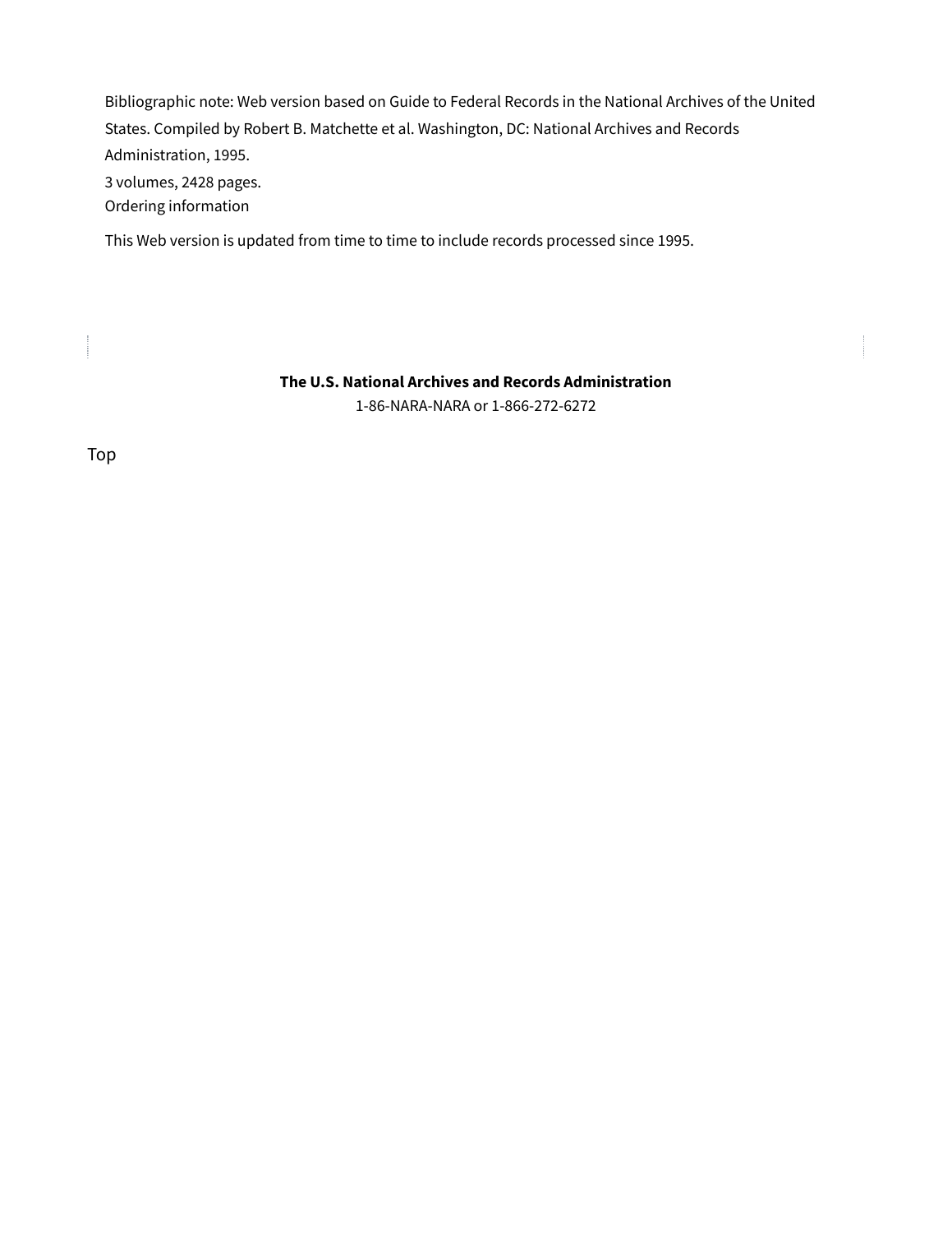Bibliographic note: Web version based on Guide to Federal Records in the National Archives of the United States. Compiled by Robert B. Matchette et al. Washington, DC: National Archives and Records Administration, 1995.

3 volumes, 2428 pages.

Ordering information

This Web version is updated from time to time to include records processed since 1995.

**The U.S. National Archives and Records Administration**

1-86-NARA-NARA or 1-866-272-6272

Top